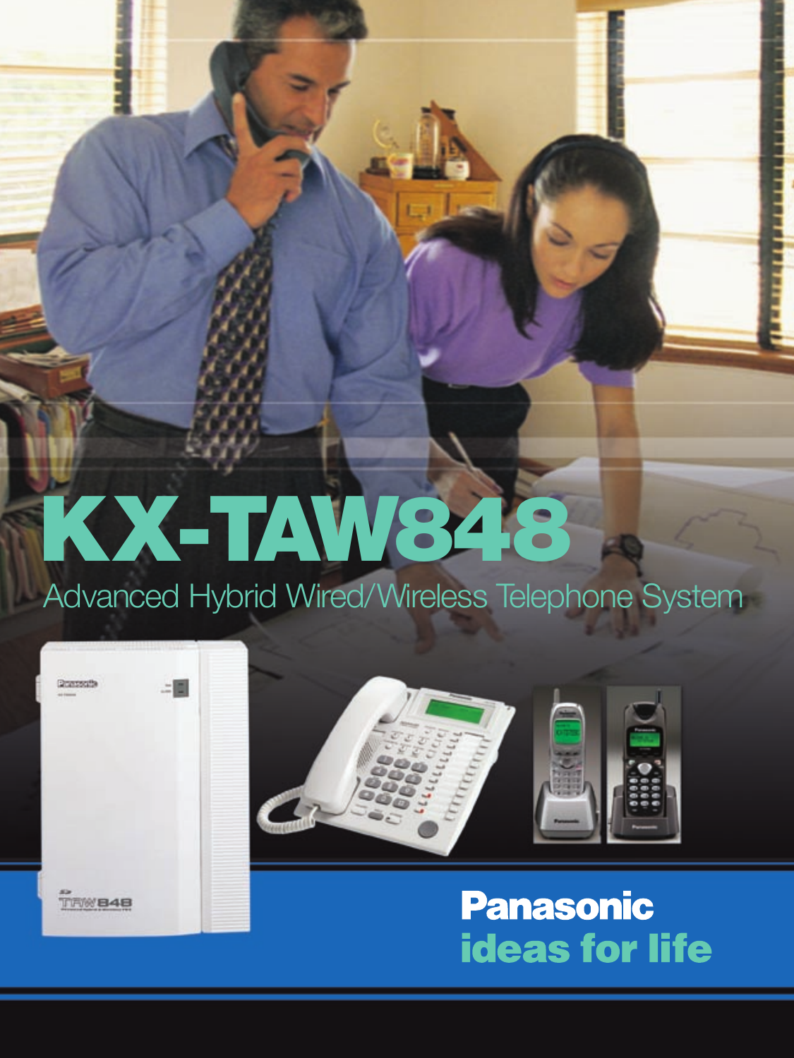# KX-TAW848

Advanced Hybrid Wired/Wireless Telephone System

**Panasonic**
**ideas for life**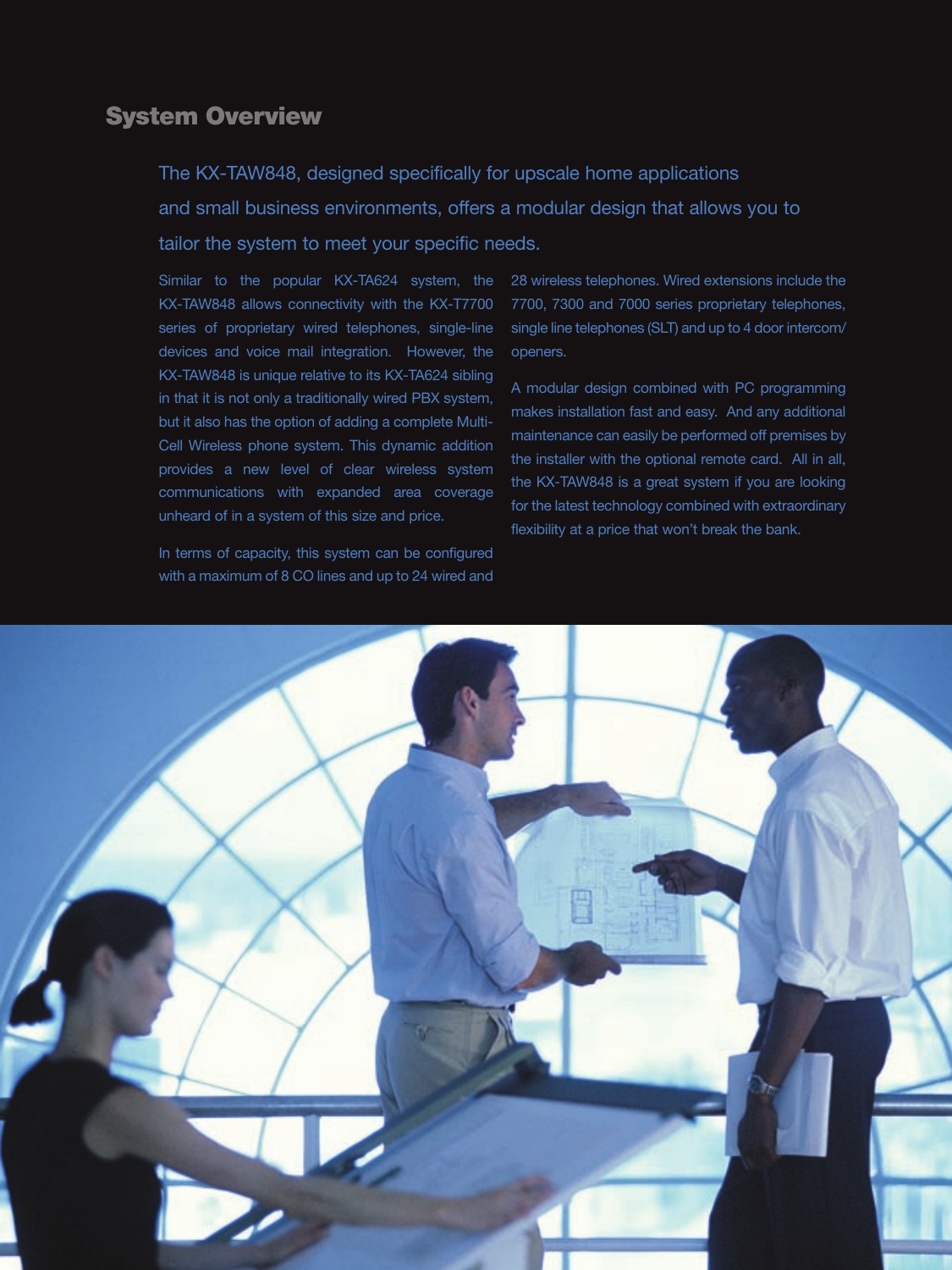## System Overview

The KX-TAW848, designed specifically for upscale home applications and small business environments, offers a modular design that allows you to tailor the system to meet your specific needs.

Similar to the popular KX-TA624 system, the KX-TAW848 allows connectivity with the KX-T7700 series of proprietary wired telephones, single-line devices and voice mail integration. However, the KX-TAW848 is unique relative to its KX-TA624 sibling in that it is not only a traditionally wired PBX system, but it also has the option of adding a complete Multi-Cell Wireless phone system. This dynamic addition provides a new level of clear wireless system communications with expanded area coverage unheard of in a system of this size and price.

In terms of capacity, this system can be configured with a maximum of 8 CO lines and up to 24 wired and 28 wireless telephones. Wired extensions include the 7700, 7300 and 7000 series proprietary telephones, single line telephones (SLT) and up to 4 door intercom/openers.

A modular design combined with PC programming makes installation fast and easy. And any additional maintenance can easily be performed off premises by the installer with the optional remote card. All in all, the KX-TAW848 is a great system if you are looking for the latest technology combined with extraordinary flexibility at a price that won't break the bank.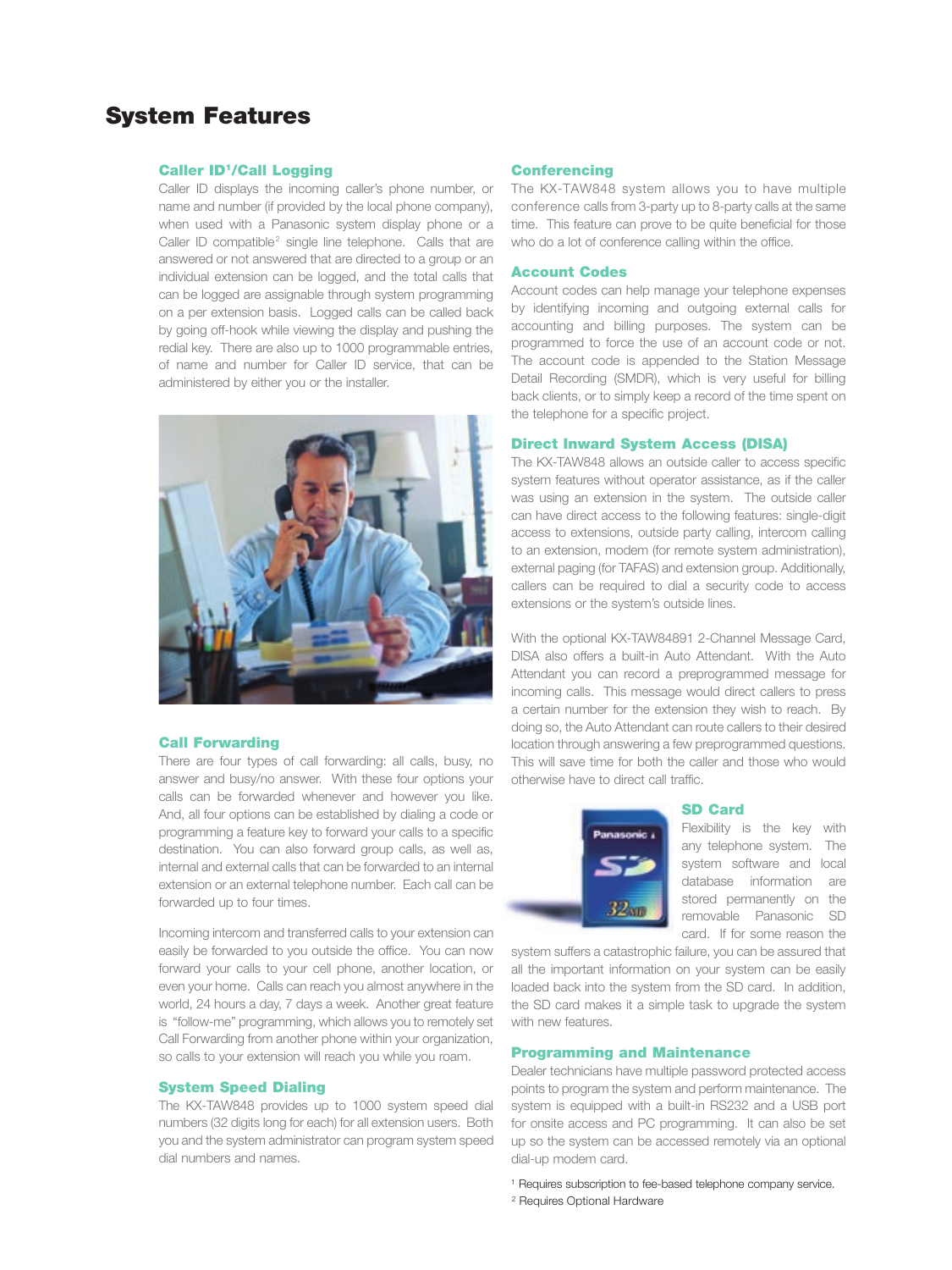# System Features

### Caller ID[1]/Call Logging

Caller ID displays the incoming caller's phone number, or name and number (if provided by the local phone company), when used with a Panasonic system display phone or a Caller ID compatible[2] single line telephone. Calls that are answered or not answered that are directed to a group or an individual extension can be logged, and the total calls that can be logged are assignable through system programming on a per extension basis. Logged calls can be called back by going off-hook while viewing the display and pushing the redial key. There are also up to 1000 programmable entries, of name and number for Caller ID service, that can be administered by either you or the installer.

### Call Forwarding

There are four types of call forwarding: all calls, busy, no answer and busy/no answer. With these four options your calls can be forwarded whenever and however you like. And, all four options can be established by dialing a code or programming a feature key to forward your calls to a specific destination. You can also forward group calls, as well as, internal and external calls that can be forwarded to an internal extension or an external telephone number. Each call can be forwarded up to four times.

Incoming intercom and transferred calls to your extension can easily be forwarded to you outside the office. You can now forward your calls to your cell phone, another location, or even your home. Calls can reach you almost anywhere in the world, 24 hours a day, 7 days a week. Another great feature is "follow-me" programming, which allows you to remotely set Call Forwarding from another phone within your organization, so calls to your extension will reach you while you roam.

### System Speed Dialing

The KX-TAW848 provides up to 1000 system speed dial numbers (32 digits long for each) for all extension users. Both you and the system administrator can program system speed dial numbers and names.

### Conferencing

The KX-TAW848 system allows you to have multiple conference calls from 3-party up to 8-party calls at the same time. This feature can prove to be quite beneficial for those who do a lot of conference calling within the office.

### Account Codes

Account codes can help manage your telephone expenses by identifying incoming and outgoing external calls for accounting and billing purposes. The system can be programmed to force the use of an account code or not. The account code is appended to the Station Message Detail Recording (SMDR), which is very useful for billing back clients, or to simply keep a record of the time spent on the telephone for a specific project.

### Direct Inward System Access (DISA)

The KX-TAW848 allows an outside caller to access specific system features without operator assistance, as if the caller was using an extension in the system. The outside caller can have direct access to the following features: single-digit access to extensions, outside party calling, intercom calling to an extension, modem (for remote system administration), external paging (for TAFAS) and extension group. Additionally, callers can be required to dial a security code to access extensions or the system's outside lines.

With the optional KX-TAW84891 2-Channel Message Card, DISA also offers a built-in Auto Attendant. With the Auto Attendant you can record a preprogrammed message for incoming calls. This message would direct callers to press a certain number for the extension they wish to reach. By doing so, the Auto Attendant can route callers to their desired location through answering a few preprogrammed questions. This will save time for both the caller and those who would otherwise have to direct call traffic.

### SD Card

Flexibility is the key with any telephone system. The system software and local database information are stored permanently on the removable Panasonic SD card. If for some reason the system suffers a catastrophic failure, you can be assured that all the important information on your system can be easily loaded back into the system from the SD card. In addition, the SD card makes it a simple task to upgrade the system with new features.

### Programming and Maintenance

Dealer technicians have multiple password protected access points to program the system and perform maintenance. The system is equipped with a built-in RS232 and a USB port for onsite access and PC programming. It can also be set up so the system can be accessed remotely via an optional dial-up modem card.

[1] Requires subscription to fee-based telephone company service.
[2] Requires Optional Hardware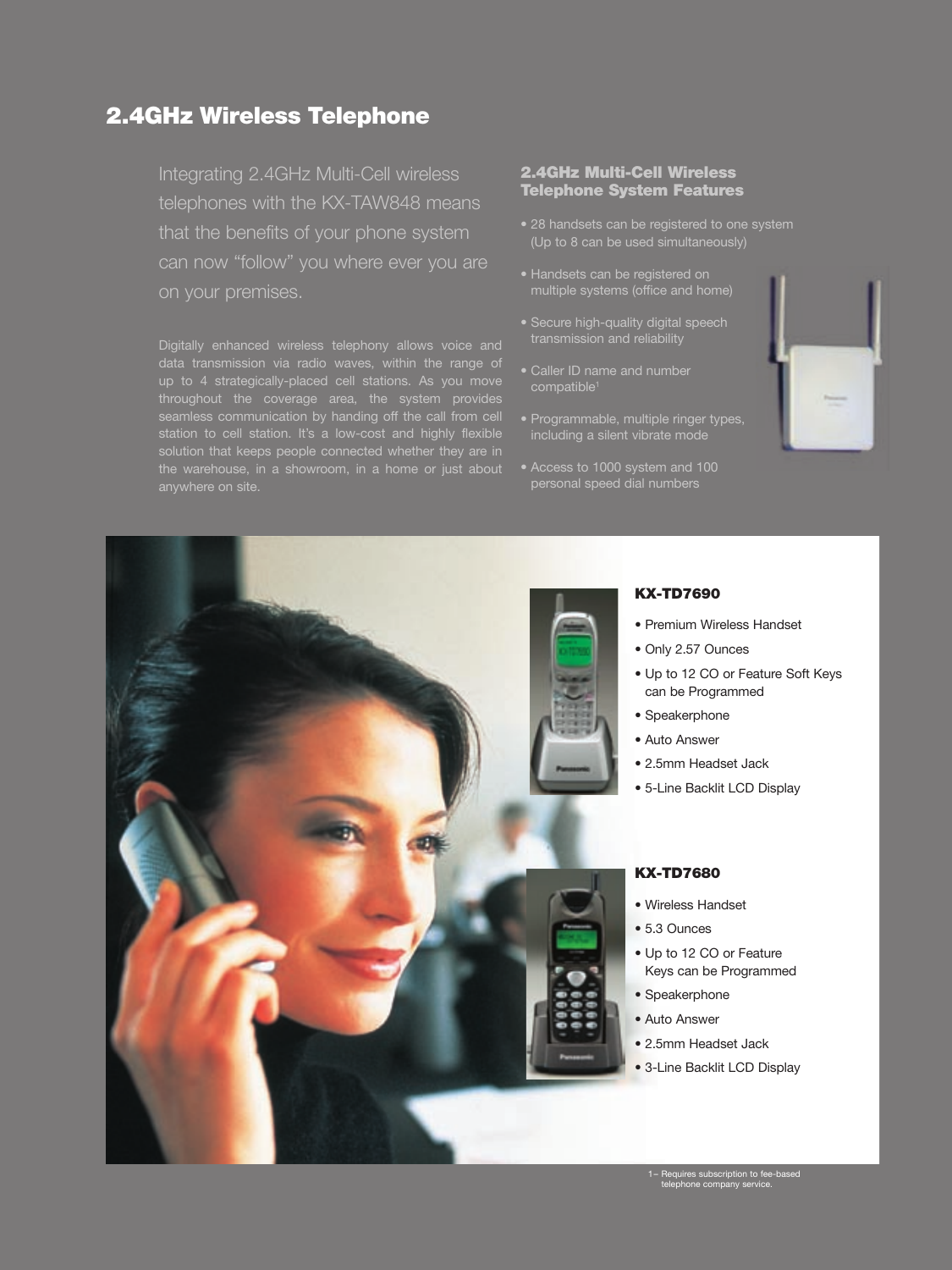# 2.4GHz Wireless Telephone

Integrating 2.4GHz Multi-Cell wireless telephones with the KX-TAW848 means that the benefits of your phone system can now "follow" you where ever you are on your premises.

Digitally enhanced wireless telephony allows voice and data transmission via radio waves, within the range of up to 4 strategically-placed cell stations. As you move throughout the coverage area, the system provides seamless communication by handing off the call from cell station to cell station. It's a low-cost and highly flexible solution that keeps people connected whether they are in the warehouse, in a showroom, in a home or just about anywhere on site.

## 2.4GHz Multi-Cell Wireless Telephone System Features

- 28 handsets can be registered to one system (Up to 8 can be used simultaneously)
- Handsets can be registered on multiple systems (office and home)
- Secure high-quality digital speech transmission and reliability
- Caller ID name and number compatible[1]
- Programmable, multiple ringer types, including a silent vibrate mode
- Access to 1000 system and 100 personal speed dial numbers

### KX-TD7690

- Premium Wireless Handset
- Only 2.57 Ounces
- Up to 12 CO or Feature Soft Keys can be Programmed
- Speakerphone
- Auto Answer
- 2.5mm Headset Jack
- 5-Line Backlit LCD Display

### KX-TD7680

- Wireless Handset
- 5.3 Ounces
- Up to 12 CO or Feature Keys can be Programmed
- Speakerphone
- Auto Answer
- 2.5mm Headset Jack
- 3-Line Backlit LCD Display

1– Requires subscription to fee-based telephone company service.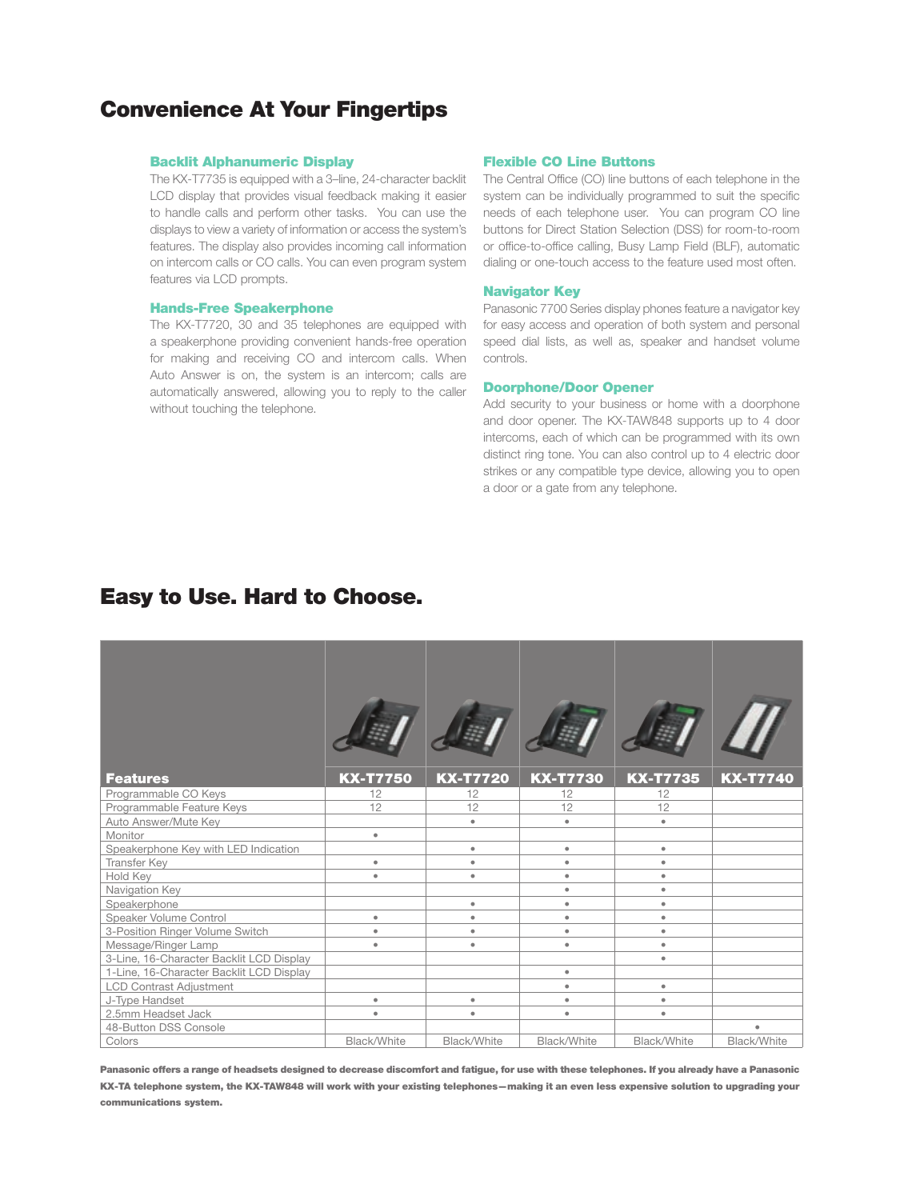# Convenience At Your Fingertips

### Backlit Alphanumeric Display

The KX-T7735 is equipped with a 3–line, 24-character backlit LCD display that provides visual feedback making it easier to handle calls and perform other tasks. You can use the displays to view a variety of information or access the system's features. The display also provides incoming call information on intercom calls or CO calls. You can even program system features via LCD prompts.

### Hands-Free Speakerphone

The KX-T7720, 30 and 35 telephones are equipped with a speakerphone providing convenient hands-free operation for making and receiving CO and intercom calls. When Auto Answer is on, the system is an intercom; calls are automatically answered, allowing you to reply to the caller without touching the telephone.

### Flexible CO Line Buttons

The Central Office (CO) line buttons of each telephone in the system can be individually programmed to suit the specific needs of each telephone user. You can program CO line buttons for Direct Station Selection (DSS) for room-to-room or office-to-office calling, Busy Lamp Field (BLF), automatic dialing or one-touch access to the feature used most often.

### Navigator Key

Panasonic 7700 Series display phones feature a navigator key for easy access and operation of both system and personal speed dial lists, as well as, speaker and handset volume controls.

### Doorphone/Door Opener

Add security to your business or home with a doorphone and door opener. The KX-TAW848 supports up to 4 door intercoms, each of which can be programmed with its own distinct ring tone. You can also control up to 4 electric door strikes or any compatible type device, allowing you to open a door or a gate from any telephone.

# Easy to Use. Hard to Choose.

| Features | KX-T7750 | KX-T7720 | KX-T7730 | KX-T7735 | KX-T7740 |
|---|---|---|---|---|---|
| Programmable CO Keys | 12 | 12 | 12 | 12 | |
| Programmable Feature Keys | 12 | 12 | 12 | 12 | |
| Auto Answer/Mute Key | | • | • | • | |
| Monitor | • | | | | |
| Speakerphone Key with LED Indication | | • | • | • | |
| Transfer Key | • | • | • | • | |
| Hold Key | • | • | • | • | |
| Navigation Key | | | • | • | |
| Speakerphone | | • | • | • | |
| Speaker Volume Control | • | • | • | • | |
| 3-Position Ringer Volume Switch | • | • | • | • | |
| Message/Ringer Lamp | • | • | • | • | |
| 3-Line, 16-Character Backlit LCD Display | | | | • | |
| 1-Line, 16-Character Backlit LCD Display | | | • | | |
| LCD Contrast Adjustment | | | • | • | |
| J-Type Handset | • | • | • | • | |
| 2.5mm Headset Jack | • | • | • | • | |
| 48-Button DSS Console | | | | | • |
| Colors | Black/White | Black/White | Black/White | Black/White | Black/White |

**Panasonic offers a range of headsets designed to decrease discomfort and fatigue, for use with these telephones. If you already have a Panasonic KX-TA telephone system, the KX-TAW848 will work with your existing telephones—making it an even less expensive solution to upgrading your communications system.**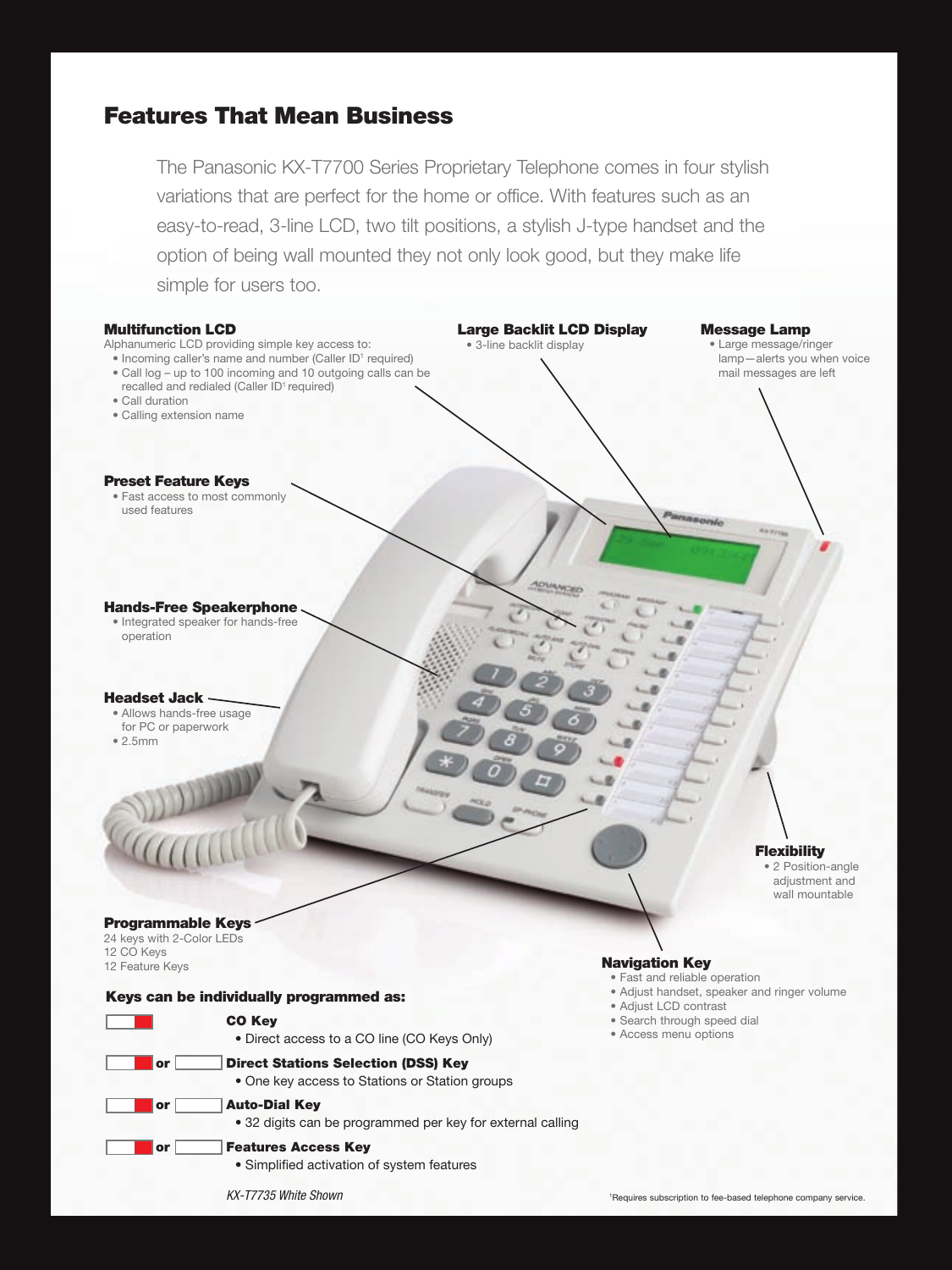# Features That Mean Business

The Panasonic KX-T7700 Series Proprietary Telephone comes in four stylish variations that are perfect for the home or office. With features such as an easy-to-read, 3-line LCD, two tilt positions, a stylish J-type handset and the option of being wall mounted they not only look good, but they make life simple for users too.

### Multifunction LCD

Alphanumeric LCD providing simple key access to:

- Incoming caller's name and number (Caller ID[1] required)
- Call log – up to 100 incoming and 10 outgoing calls can be recalled and redialed (Caller ID[1] required)
- Call duration
- Calling extension name

### Large Backlit LCD Display

- 3-line backlit display

### Message Lamp

- Large message/ringer lamp—alerts you when voice mail messages are left

### Preset Feature Keys

- Fast access to most commonly used features

### Hands-Free Speakerphone

- Integrated speaker for hands-free operation

### Headset Jack

- Allows hands-free usage for PC or paperwork
- 2.5mm

### Flexibility

- 2 Position-angle adjustment and wall mountable

### Programmable Keys

24 keys with 2-Color LEDs
12 CO Keys
12 Feature Keys

### Navigation Key

- Fast and reliable operation
- Adjust handset, speaker and ringer volume
- Adjust LCD contrast
- Search through speed dial
- Access menu options

### Keys can be individually programmed as:

**CO Key**
- Direct access to a CO line (CO Keys Only)

or **Direct Stations Selection (DSS) Key**
- One key access to Stations or Station groups

or **Auto-Dial Key**
- 32 digits can be programmed per key for external calling

or **Features Access Key**
- Simplified activation of system features

*KX-T7735 White Shown*

[1]Requires subscription to fee-based telephone company service.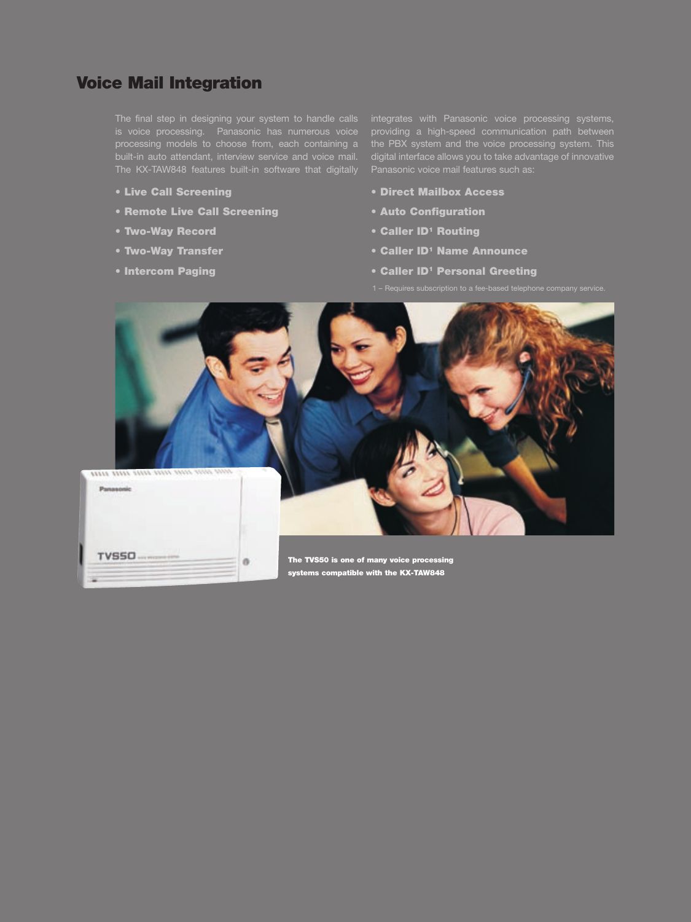# Voice Mail Integration

The final step in designing your system to handle calls is voice processing. Panasonic has numerous voice processing models to choose from, each containing a built-in auto attendant, interview service and voice mail. The KX-TAW848 features built-in software that digitally integrates with Panasonic voice processing systems, providing a high-speed communication path between the PBX system and the voice processing system. This digital interface allows you to take advantage of innovative Panasonic voice mail features such as:

- **Live Call Screening**
- **Remote Live Call Screening**
- **Two-Way Record**
- **Two-Way Transfer**
- **Intercom Paging**
- **Direct Mailbox Access**
- **Auto Configuration**
- **Caller ID[1] Routing**
- **Caller ID[1] Name Announce**
- **Caller ID[1] Personal Greeting**

1 – Requires subscription to a fee-based telephone company service.

**The TVS50 is one of many voice processing systems compatible with the KX-TAW848**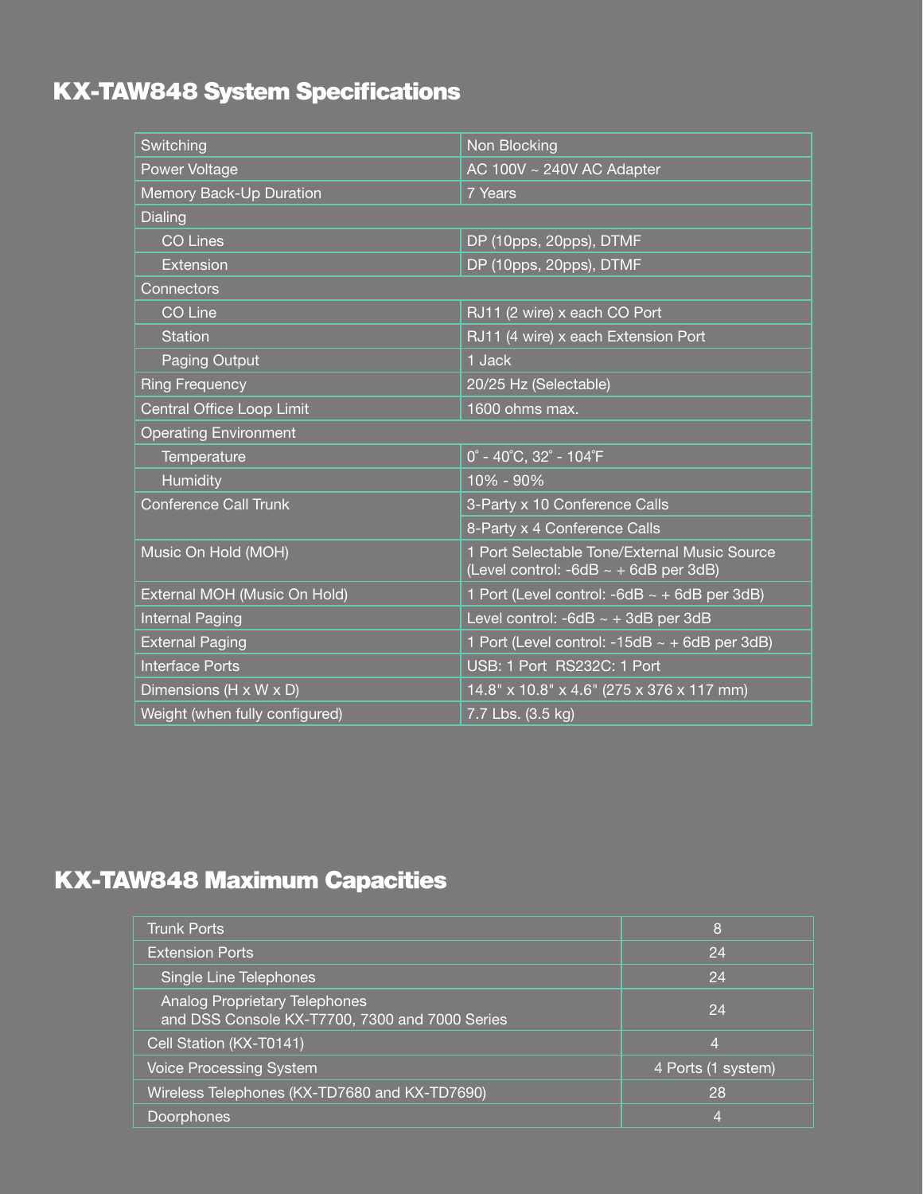## KX-TAW848 System Specifications

| | |
|---|---|
| Switching | Non Blocking |
| Power Voltage | AC 100V ~ 240V AC Adapter |
| Memory Back-Up Duration | 7 Years |
| Dialing | |
| CO Lines | DP (10pps, 20pps), DTMF |
| Extension | DP (10pps, 20pps), DTMF |
| Connectors | |
| CO Line | RJ11 (2 wire) x each CO Port |
| Station | RJ11 (4 wire) x each Extension Port |
| Paging Output | 1 Jack |
| Ring Frequency | 20/25 Hz (Selectable) |
| Central Office Loop Limit | 1600 ohms max. |
| Operating Environment | |
| Temperature | 0˚ - 40˚C, 32˚ - 104˚F |
| Humidity | 10% - 90% |
| Conference Call Trunk | 3-Party x 10 Conference Calls |
| | 8-Party x 4 Conference Calls |
| Music On Hold (MOH) | 1 Port Selectable Tone/External Music Source (Level control: -6dB ~ + 6dB per 3dB) |
| External MOH (Music On Hold) | 1 Port (Level control: -6dB ~ + 6dB per 3dB) |
| Internal Paging | Level control: -6dB ~ + 3dB per 3dB |
| External Paging | 1 Port (Level control: -15dB ~ + 6dB per 3dB) |
| Interface Ports | USB: 1 Port RS232C: 1 Port |
| Dimensions (H x W x D) | 14.8" x 10.8" x 4.6" (275 x 376 x 117 mm) |
| Weight (when fully configured) | 7.7 Lbs. (3.5 kg) |

## KX-TAW848 Maximum Capacities

| | |
|---|---|
| Trunk Ports | 8 |
| Extension Ports | 24 |
| Single Line Telephones | 24 |
| Analog Proprietary Telephones and DSS Console KX-T7700, 7300 and 7000 Series | 24 |
| Cell Station (KX-T0141) | 4 |
| Voice Processing System | 4 Ports (1 system) |
| Wireless Telephones (KX-TD7680 and KX-TD7690) | 28 |
| Doorphones | 4 |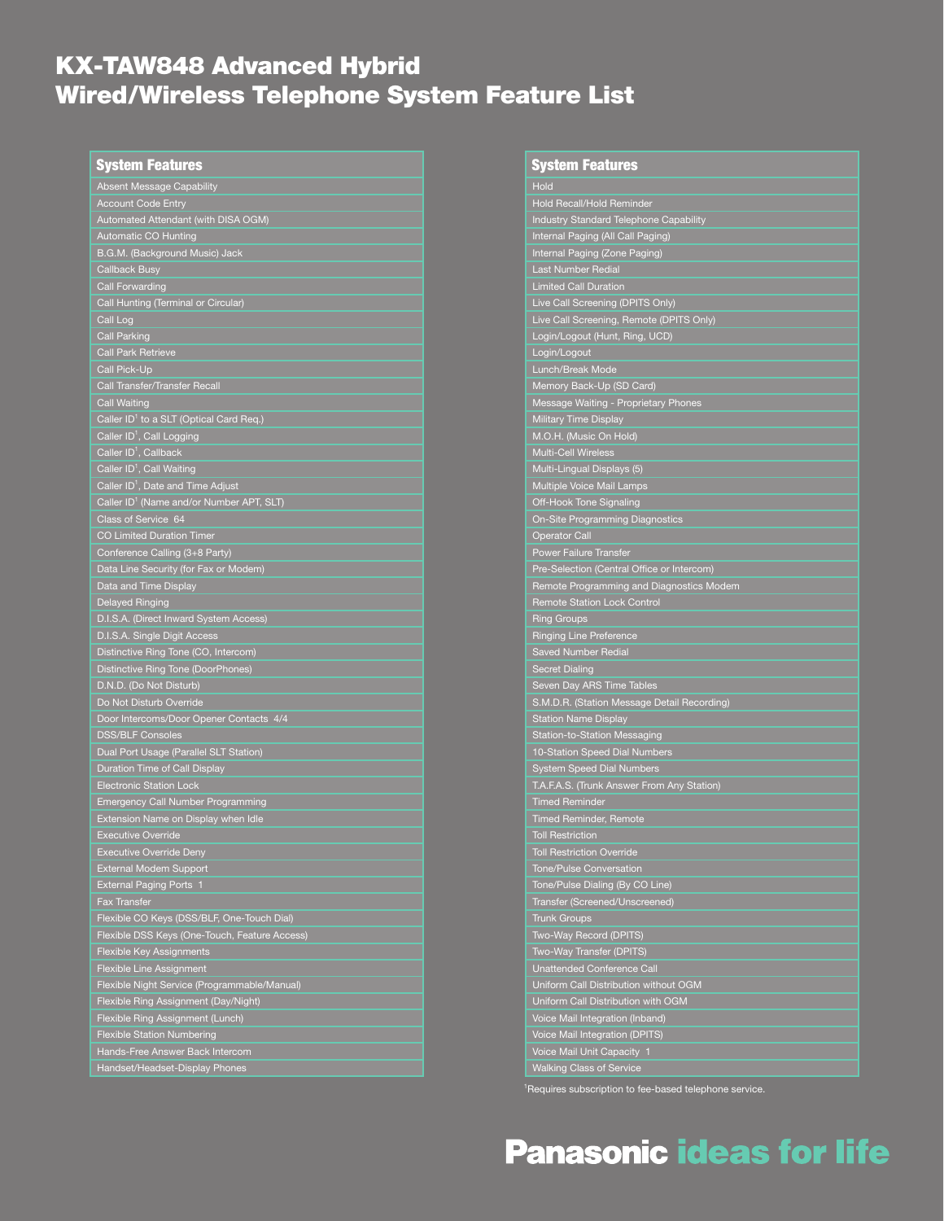# KX-TAW848 Advanced Hybrid Wired/Wireless Telephone System Feature List

| System Features |
|---|
| Absent Message Capability |
| Account Code Entry |
| Automated Attendant (with DISA OGM) |
| Automatic CO Hunting |
| B.G.M. (Background Music) Jack |
| Callback Busy |
| Call Forwarding |
| Call Hunting (Terminal or Circular) |
| Call Log |
| Call Parking |
| Call Park Retrieve |
| Call Pick-Up |
| Call Transfer/Transfer Recall |
| Call Waiting |
| Caller ID[1] to a SLT (Optical Card Req.) |
| Caller ID[1], Call Logging |
| Caller ID[1], Callback |
| Caller ID[1], Call Waiting |
| Caller ID[1], Date and Time Adjust |
| Caller ID[1] (Name and/or Number APT, SLT) |
| Class of Service 64 |
| CO Limited Duration Timer |
| Conference Calling (3+8 Party) |
| Data Line Security (for Fax or Modem) |
| Data and Time Display |
| Delayed Ringing |
| D.I.S.A. (Direct Inward System Access) |
| D.I.S.A. Single Digit Access |
| Distinctive Ring Tone (CO, Intercom) |
| Distinctive Ring Tone (DoorPhones) |
| D.N.D. (Do Not Disturb) |
| Do Not Disturb Override |
| Door Intercoms/Door Opener Contacts 4/4 |
| DSS/BLF Consoles |
| Dual Port Usage (Parallel SLT Station) |
| Duration Time of Call Display |
| Electronic Station Lock |
| Emergency Call Number Programming |
| Extension Name on Display when Idle |
| Executive Override |
| Executive Override Deny |
| External Modem Support |
| External Paging Ports 1 |
| Fax Transfer |
| Flexible CO Keys (DSS/BLF, One-Touch Dial) |
| Flexible DSS Keys (One-Touch, Feature Access) |
| Flexible Key Assignments |
| Flexible Line Assignment |
| Flexible Night Service (Programmable/Manual) |
| Flexible Ring Assignment (Day/Night) |
| Flexible Ring Assignment (Lunch) |
| Flexible Station Numbering |
| Hands-Free Answer Back Intercom |
| Handset/Headset-Display Phones |

| System Features |
|---|
| Hold |
| Hold Recall/Hold Reminder |
| Industry Standard Telephone Capability |
| Internal Paging (All Call Paging) |
| Internal Paging (Zone Paging) |
| Last Number Redial |
| Limited Call Duration |
| Live Call Screening (DPITS Only) |
| Live Call Screening, Remote (DPITS Only) |
| Login/Logout (Hunt, Ring, UCD) |
| Login/Logout |
| Lunch/Break Mode |
| Memory Back-Up (SD Card) |
| Message Waiting - Proprietary Phones |
| Military Time Display |
| M.O.H. (Music On Hold) |
| Multi-Cell Wireless |
| Multi-Lingual Displays (5) |
| Multiple Voice Mail Lamps |
| Off-Hook Tone Signaling |
| On-Site Programming Diagnostics |
| Operator Call |
| Power Failure Transfer |
| Pre-Selection (Central Office or Intercom) |
| Remote Programming and Diagnostics Modem |
| Remote Station Lock Control |
| Ring Groups |
| Ringing Line Preference |
| Saved Number Redial |
| Secret Dialing |
| Seven Day ARS Time Tables |
| S.M.D.R. (Station Message Detail Recording) |
| Station Name Display |
| Station-to-Station Messaging |
| 10-Station Speed Dial Numbers |
| System Speed Dial Numbers |
| T.A.F.A.S. (Trunk Answer From Any Station) |
| Timed Reminder |
| Timed Reminder, Remote |
| Toll Restriction |
| Toll Restriction Override |
| Tone/Pulse Conversation |
| Tone/Pulse Dialing (By CO Line) |
| Transfer (Screened/Unscreened) |
| Trunk Groups |
| Two-Way Record (DPITS) |
| Two-Way Transfer (DPITS) |
| Unattended Conference Call |
| Uniform Call Distribution without OGM |
| Uniform Call Distribution with OGM |
| Voice Mail Integration (Inband) |
| Voice Mail Integration (DPITS) |
| Voice Mail Unit Capacity 1 |
| Walking Class of Service |

[1]Requires subscription to fee-based telephone service.

**Panasonic ideas for life**